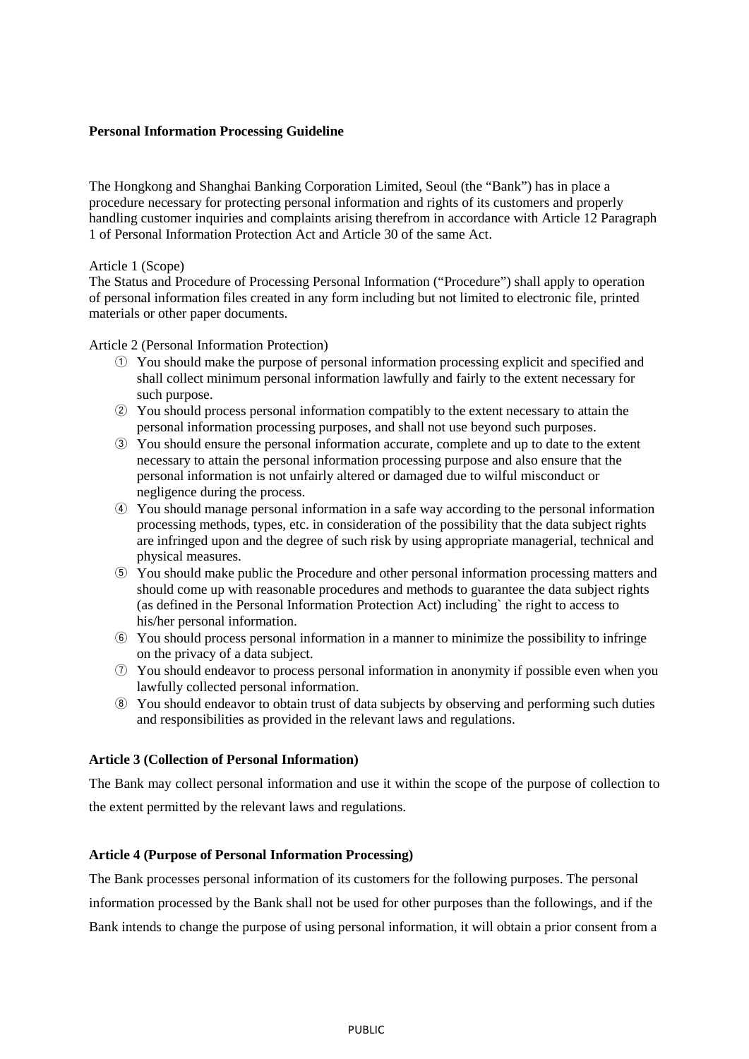**Personal Information Processing Guideline**

The Hongkong and Shanghai Banking Corporation Limited, Seoul (the "Bank") has in place a procedure necessary for protecting personal information and rights of its customers and properly handling customer inquiries and complaints arising therefrom in accordance with Article 12 Paragraph 1 of Personal Information Protection Act and Article 30 of the same Act.

Article 1 (Scope)

The Status and Procedure of Processing Personal Information ("Procedure") shall apply to operation of personal information files created in any form including but not limited to electronic file, printed materials or other paper documents.

Article 2 (Personal Information Protection)

① You should make the purpose of personal information processing explicit and specified and shall collect minimum personal information lawfully and fairly to the extent necessary for such purpose.

② You should process personal information compatibly to the extent necessary to attain the personal information processing purposes, and shall not use beyond such purposes.

③ You should ensure the personal information accurate, complete and up to date to the extent necessary to attain the personal information processing purpose and also ensure that the personal information is not unfairly altered or damaged due to wilful misconduct or negligence during the process.

④ You should manage personal information in a safe way according to the personal information processing methods, types, etc. in consideration of the possibility that the data subject rights are infringed upon and the degree of such risk by using appropriate managerial, technical and physical measures.

⑤ You should make public the Procedure and other personal information processing matters and should come up with reasonable procedures and methods to guarantee the data subject rights (as defined in the Personal Information Protection Act) including` the right to access to his/her personal information.

⑥ You should process personal information in a manner to minimize the possibility to infringe on the privacy of a data subject.

⑦ You should endeavor to process personal information in anonymity if possible even when you lawfully collected personal information.

⑧ You should endeavor to obtain trust of data subjects by observing and performing such duties and responsibilities as provided in the relevant laws and regulations.

**Article 3 (Collection of Personal Information)**

The Bank may collect personal information and use it within the scope of the purpose of collection to the extent permitted by the relevant laws and regulations.

**Article 4 (Purpose of Personal Information Processing)**

The Bank processes personal information of its customers for the following purposes. The personal information processed by the Bank shall not be used for other purposes than the followings, and if the Bank intends to change the purpose of using personal information, it will obtain a prior consent from a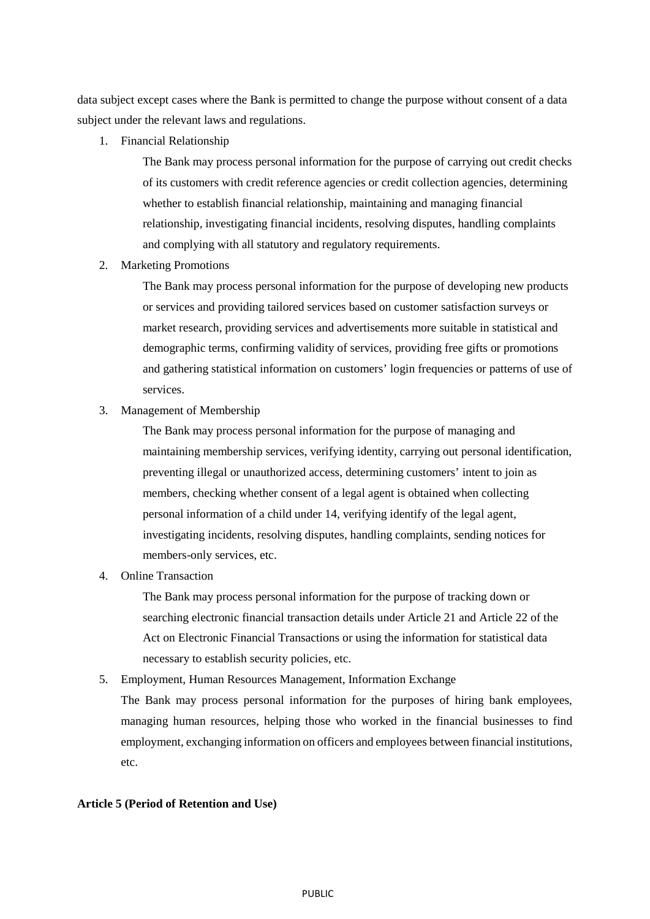data subject except cases where the Bank is permitted to change the purpose without consent of a data subject under the relevant laws and regulations.

1. Financial Relationship

   The Bank may process personal information for the purpose of carrying out credit checks of its customers with credit reference agencies or credit collection agencies, determining whether to establish financial relationship, maintaining and managing financial relationship, investigating financial incidents, resolving disputes, handling complaints and complying with all statutory and regulatory requirements.

2. Marketing Promotions

   The Bank may process personal information for the purpose of developing new products or services and providing tailored services based on customer satisfaction surveys or market research, providing services and advertisements more suitable in statistical and demographic terms, confirming validity of services, providing free gifts or promotions and gathering statistical information on customers' login frequencies or patterns of use of services.

3. Management of Membership

   The Bank may process personal information for the purpose of managing and maintaining membership services, verifying identity, carrying out personal identification, preventing illegal or unauthorized access, determining customers' intent to join as members, checking whether consent of a legal agent is obtained when collecting personal information of a child under 14, verifying identify of the legal agent, investigating incidents, resolving disputes, handling complaints, sending notices for members-only services, etc.

4. Online Transaction

   The Bank may process personal information for the purpose of tracking down or searching electronic financial transaction details under Article 21 and Article 22 of the Act on Electronic Financial Transactions or using the information for statistical data necessary to establish security policies, etc.

5. Employment, Human Resources Management, Information Exchange

   The Bank may process personal information for the purposes of hiring bank employees, managing human resources, helping those who worked in the financial businesses to find employment, exchanging information on officers and employees between financial institutions, etc.

**Article 5 (Period of Retention and Use)**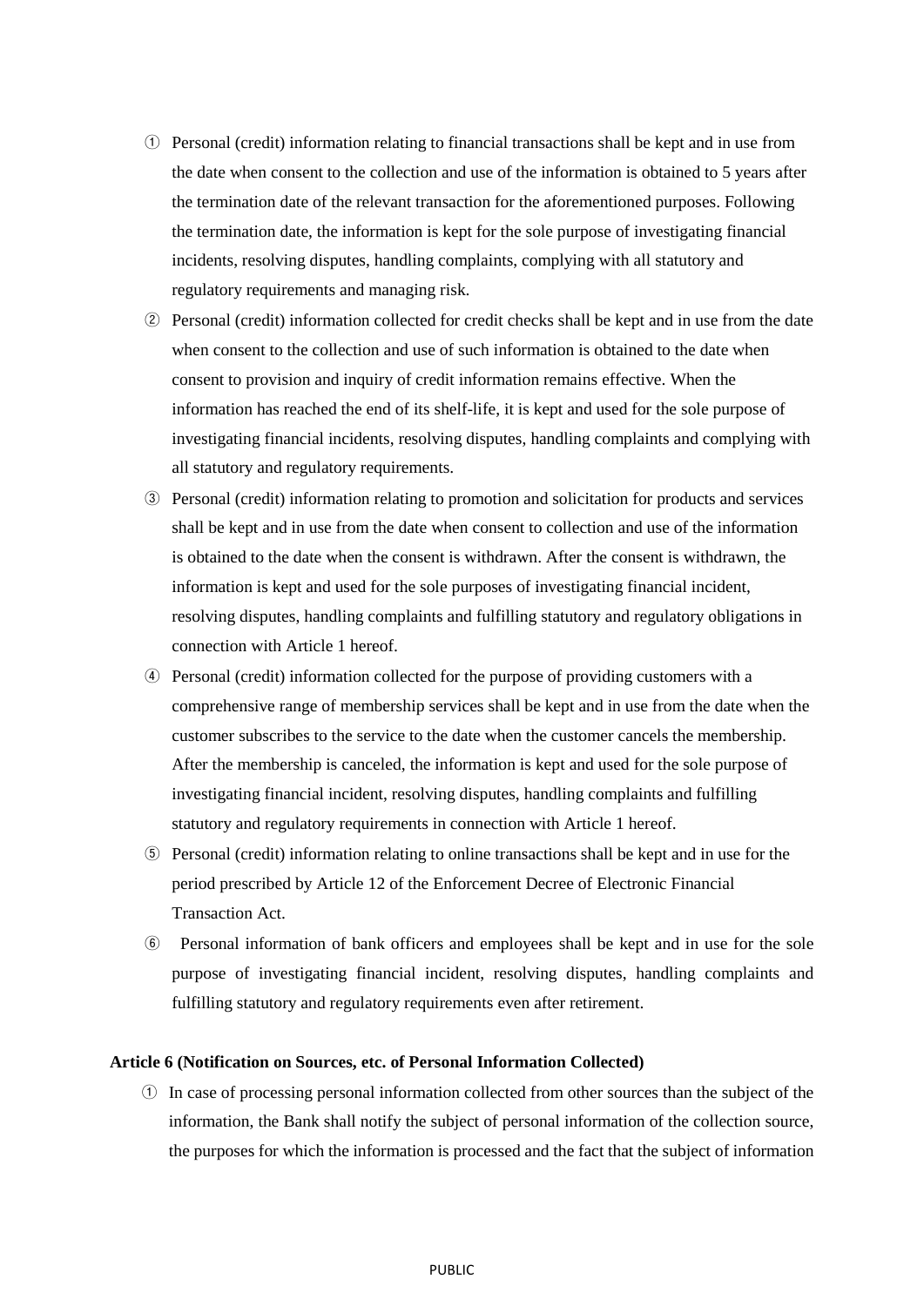① Personal (credit) information relating to financial transactions shall be kept and in use from the date when consent to the collection and use of the information is obtained to 5 years after the termination date of the relevant transaction for the aforementioned purposes. Following the termination date, the information is kept for the sole purpose of investigating financial incidents, resolving disputes, handling complaints, complying with all statutory and regulatory requirements and managing risk.

② Personal (credit) information collected for credit checks shall be kept and in use from the date when consent to the collection and use of such information is obtained to the date when consent to provision and inquiry of credit information remains effective. When the information has reached the end of its shelf-life, it is kept and used for the sole purpose of investigating financial incidents, resolving disputes, handling complaints and complying with all statutory and regulatory requirements.

③ Personal (credit) information relating to promotion and solicitation for products and services shall be kept and in use from the date when consent to collection and use of the information is obtained to the date when the consent is withdrawn. After the consent is withdrawn, the information is kept and used for the sole purposes of investigating financial incident, resolving disputes, handling complaints and fulfilling statutory and regulatory obligations in connection with Article 1 hereof.

④ Personal (credit) information collected for the purpose of providing customers with a comprehensive range of membership services shall be kept and in use from the date when the customer subscribes to the service to the date when the customer cancels the membership. After the membership is canceled, the information is kept and used for the sole purpose of investigating financial incident, resolving disputes, handling complaints and fulfilling statutory and regulatory requirements in connection with Article 1 hereof.

⑤ Personal (credit) information relating to online transactions shall be kept and in use for the period prescribed by Article 12 of the Enforcement Decree of Electronic Financial Transaction Act.

⑥ Personal information of bank officers and employees shall be kept and in use for the sole purpose of investigating financial incident, resolving disputes, handling complaints and fulfilling statutory and regulatory requirements even after retirement.

**Article 6 (Notification on Sources, etc. of Personal Information Collected)**

① In case of processing personal information collected from other sources than the subject of the information, the Bank shall notify the subject of personal information of the collection source, the purposes for which the information is processed and the fact that the subject of information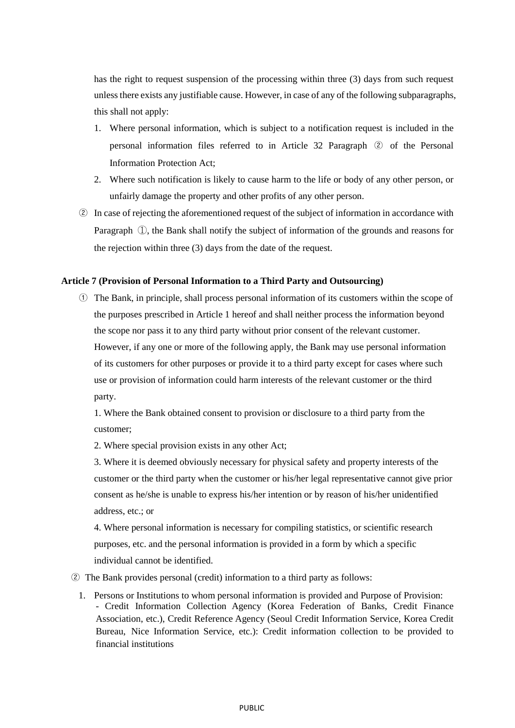has the right to request suspension of the processing within three (3) days from such request unless there exists any justifiable cause. However, in case of any of the following subparagraphs, this shall not apply:

1. Where personal information, which is subject to a notification request is included in the personal information files referred to in Article 32 Paragraph ② of the Personal Information Protection Act;
2. Where such notification is likely to cause harm to the life or body of any other person, or unfairly damage the property and other profits of any other person.

② In case of rejecting the aforementioned request of the subject of information in accordance with Paragraph ①, the Bank shall notify the subject of information of the grounds and reasons for the rejection within three (3) days from the date of the request.

**Article 7 (Provision of Personal Information to a Third Party and Outsourcing)**

① The Bank, in principle, shall process personal information of its customers within the scope of the purposes prescribed in Article 1 hereof and shall neither process the information beyond the scope nor pass it to any third party without prior consent of the relevant customer. However, if any one or more of the following apply, the Bank may use personal information of its customers for other purposes or provide it to a third party except for cases where such use or provision of information could harm interests of the relevant customer or the third party.

1. Where the Bank obtained consent to provision or disclosure to a third party from the customer;

2. Where special provision exists in any other Act;

3. Where it is deemed obviously necessary for physical safety and property interests of the customer or the third party when the customer or his/her legal representative cannot give prior consent as he/she is unable to express his/her intention or by reason of his/her unidentified address, etc.; or

4. Where personal information is necessary for compiling statistics, or scientific research purposes, etc. and the personal information is provided in a form by which a specific individual cannot be identified.

② The Bank provides personal (credit) information to a third party as follows:

1. Persons or Institutions to whom personal information is provided and Purpose of Provision:
   - Credit Information Collection Agency (Korea Federation of Banks, Credit Finance Association, etc.), Credit Reference Agency (Seoul Credit Information Service, Korea Credit Bureau, Nice Information Service, etc.): Credit information collection to be provided to financial institutions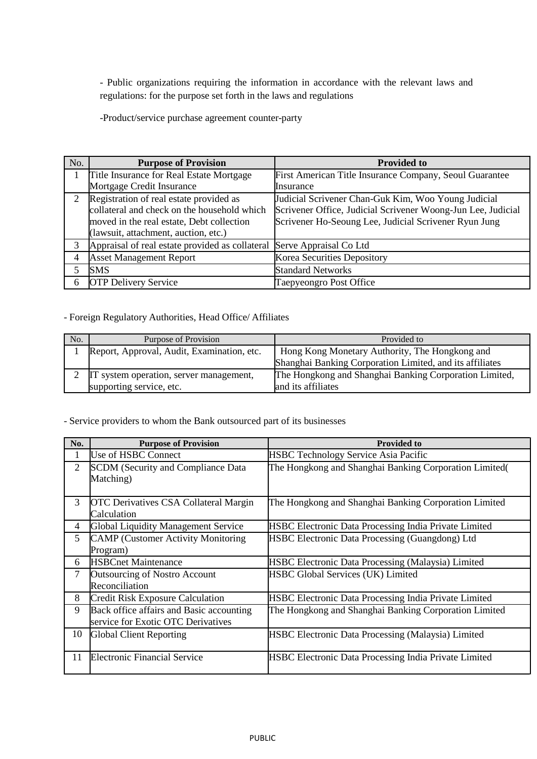- Public organizations requiring the information in accordance with the relevant laws and regulations: for the purpose set forth in the laws and regulations

-Product/service purchase agreement counter-party

| No. | Purpose of Provision | Provided to |
|---|---|---|
| 1 | Title Insurance for Real Estate Mortgage<br>Mortgage Credit Insurance | First American Title Insurance Company, Seoul Guarantee Insurance |
| 2 | Registration of real estate provided as collateral and check on the household which moved in the real estate, Debt collection (lawsuit, attachment, auction, etc.) | Judicial Scrivener Chan-Guk Kim, Woo Young Judicial Scrivener Office, Judicial Scrivener Woong-Jun Lee, Judicial Scrivener Ho-Seoung Lee, Judicial Scrivener Ryun Jung |
| 3 | Appraisal of real estate provided as collateral | Serve Appraisal Co Ltd |
| 4 | Asset Management Report | Korea Securities Depository |
| 5 | SMS | Standard Networks |
| 6 | OTP Delivery Service | Taepyeongro Post Office |

- Foreign Regulatory Authorities, Head Office/ Affiliates

| No. | Purpose of Provision | Provided to |
|---|---|---|
| 1 | Report, Approval, Audit, Examination, etc. | Hong Kong Monetary Authority, The Hongkong and Shanghai Banking Corporation Limited, and its affiliates |
| 2 | IT system operation, server management, supporting service, etc. | The Hongkong and Shanghai Banking Corporation Limited, and its affiliates |

- Service providers to whom the Bank outsourced part of its businesses

| No. | Purpose of Provision | Provided to |
|---|---|---|
| 1 | Use of HSBC Connect | HSBC Technology Service Asia Pacific |
| 2 | SCDM (Security and Compliance Data Matching) | The Hongkong and Shanghai Banking Corporation Limited( |
| 3 | OTC Derivatives CSA Collateral Margin Calculation | The Hongkong and Shanghai Banking Corporation Limited |
| 4 | Global Liquidity Management Service | HSBC Electronic Data Processing India Private Limited |
| 5 | CAMP (Customer Activity Monitoring Program) | HSBC Electronic Data Processing (Guangdong) Ltd |
| 6 | HSBCnet Maintenance | HSBC Electronic Data Processing (Malaysia) Limited |
| 7 | Outsourcing of Nostro Account Reconciliation | HSBC Global Services (UK) Limited |
| 8 | Credit Risk Exposure Calculation | HSBC Electronic Data Processing India Private Limited |
| 9 | Back office affairs and Basic accounting service for Exotic OTC Derivatives | The Hongkong and Shanghai Banking Corporation Limited |
| 10 | Global Client Reporting | HSBC Electronic Data Processing (Malaysia) Limited |
| 11 | Electronic Financial Service | HSBC Electronic Data Processing India Private Limited |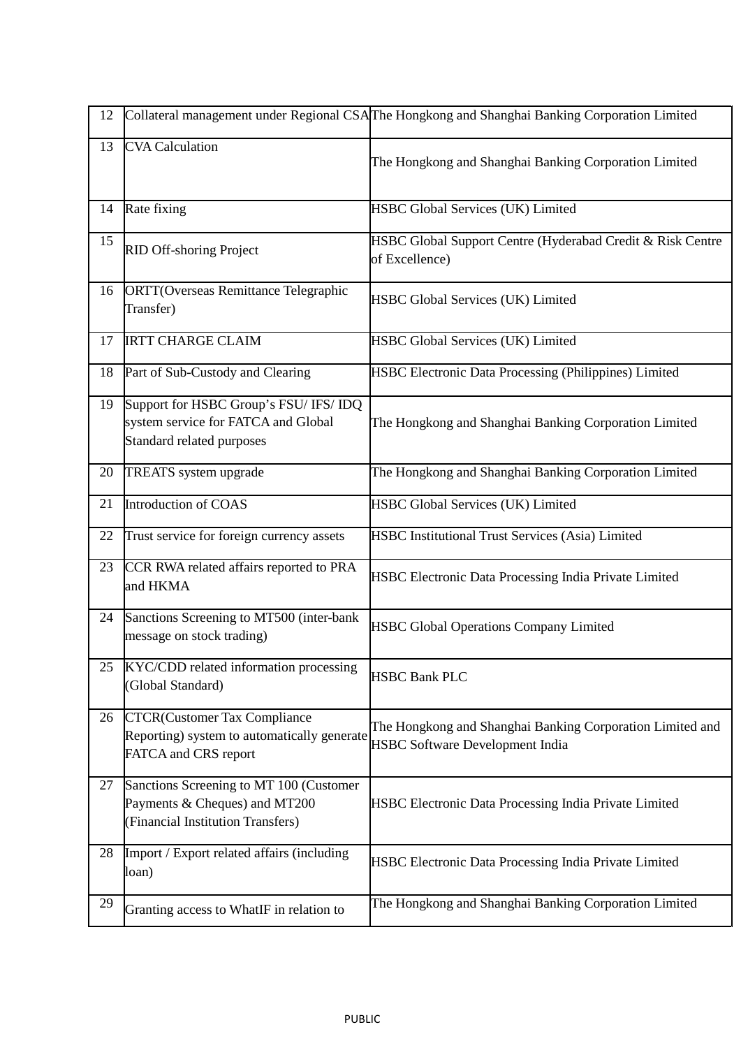| 12 | Collateral management under Regional CSA | The Hongkong and Shanghai Banking Corporation Limited |
|---|---|---|
| 13 | CVA Calculation | The Hongkong and Shanghai Banking Corporation Limited |
| 14 | Rate fixing | HSBC Global Services (UK) Limited |
| 15 | RID Off-shoring Project | HSBC Global Support Centre (Hyderabad Credit & Risk Centre of Excellence) |
| 16 | ORTT(Overseas Remittance Telegraphic Transfer) | HSBC Global Services (UK) Limited |
| 17 | IRTT CHARGE CLAIM | HSBC Global Services (UK) Limited |
| 18 | Part of Sub-Custody and Clearing | HSBC Electronic Data Processing (Philippines) Limited |
| 19 | Support for HSBC Group's FSU/ IFS/ IDQ system service for FATCA and Global Standard related purposes | The Hongkong and Shanghai Banking Corporation Limited |
| 20 | TREATS system upgrade | The Hongkong and Shanghai Banking Corporation Limited |
| 21 | Introduction of COAS | HSBC Global Services (UK) Limited |
| 22 | Trust service for foreign currency assets | HSBC Institutional Trust Services (Asia) Limited |
| 23 | CCR RWA related affairs reported to PRA and HKMA | HSBC Electronic Data Processing India Private Limited |
| 24 | Sanctions Screening to MT500 (inter-bank message on stock trading) | HSBC Global Operations Company Limited |
| 25 | KYC/CDD related information processing (Global Standard) | HSBC Bank PLC |
| 26 | CTCR(Customer Tax Compliance Reporting) system to automatically generate FATCA and CRS report | The Hongkong and Shanghai Banking Corporation Limited and HSBC Software Development India |
| 27 | Sanctions Screening to MT 100 (Customer Payments & Cheques) and MT200 (Financial Institution Transfers) | HSBC Electronic Data Processing India Private Limited |
| 28 | Import / Export related affairs (including loan) | HSBC Electronic Data Processing India Private Limited |
| 29 | Granting access to WhatIF in relation to | The Hongkong and Shanghai Banking Corporation Limited |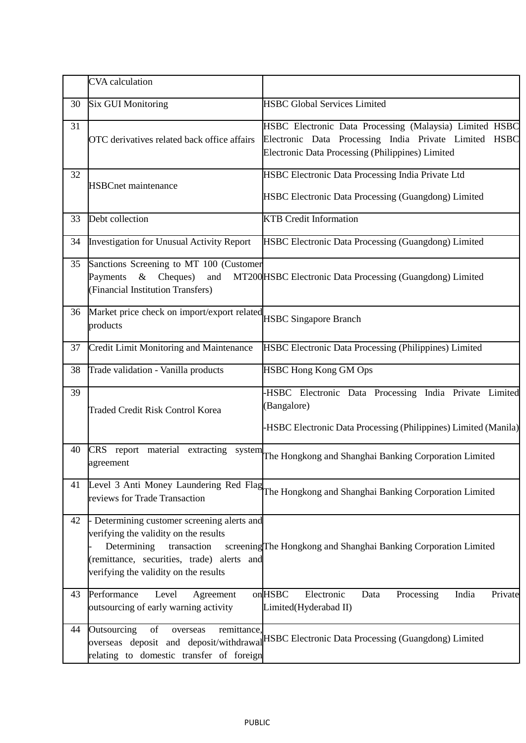| | | |
|---|---|---|
| | CVA calculation | |
| 30 | Six GUI Monitoring | HSBC Global Services Limited |
| 31 | OTC derivatives related back office affairs | HSBC Electronic Data Processing (Malaysia) Limited HSBC Electronic Data Processing India Private Limited HSBC Electronic Data Processing (Philippines) Limited |
| 32 | HSBCnet maintenance | HSBC Electronic Data Processing India Private Ltd<br><br>HSBC Electronic Data Processing (Guangdong) Limited |
| 33 | Debt collection | KTB Credit Information |
| 34 | Investigation for Unusual Activity Report | HSBC Electronic Data Processing (Guangdong) Limited |
| 35 | Sanctions Screening to MT 100 (Customer Payments & Cheques) and MT200 (Financial Institution Transfers) | HSBC Electronic Data Processing (Guangdong) Limited |
| 36 | Market price check on import/export related products | HSBC Singapore Branch |
| 37 | Credit Limit Monitoring and Maintenance | HSBC Electronic Data Processing (Philippines) Limited |
| 38 | Trade validation - Vanilla products | HSBC Hong Kong GM Ops |
| 39 | Traded Credit Risk Control Korea | -HSBC Electronic Data Processing India Private Limited (Bangalore)<br><br>-HSBC Electronic Data Processing (Philippines) Limited (Manila) |
| 40 | CRS report material extracting system agreement | The Hongkong and Shanghai Banking Corporation Limited |
| 41 | Level 3 Anti Money Laundering Red Flag reviews for Trade Transaction | The Hongkong and Shanghai Banking Corporation Limited |
| 42 | - Determining customer screening alerts and verifying the validity on the results<br>- Determining transaction screening (remittance, securities, trade) alerts and verifying the validity on the results | The Hongkong and Shanghai Banking Corporation Limited |
| 43 | Performance Level Agreement on outsourcing of early warning activity | HSBC Electronic Data Processing India Private Limited(Hyderabad II) |
| 44 | Outsourcing of overseas remittance, overseas deposit and deposit/withdrawal relating to domestic transfer of foreign | HSBC Electronic Data Processing (Guangdong) Limited |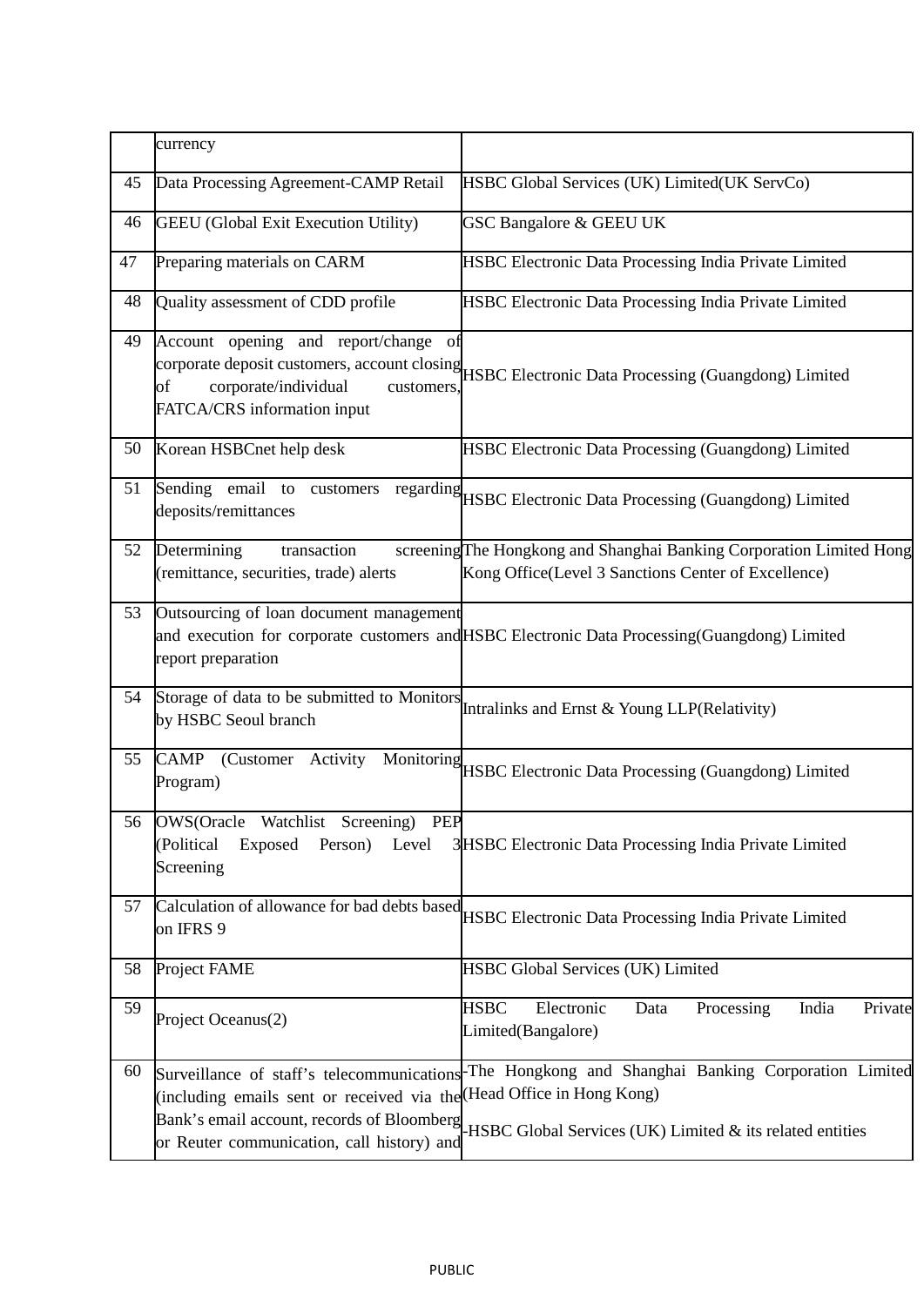| | | |
|---|---|---|
| | currency | |
| 45 | Data Processing Agreement-CAMP Retail | HSBC Global Services (UK) Limited(UK ServCo) |
| 46 | GEEU (Global Exit Execution Utility) | GSC Bangalore & GEEU UK |
| 47 | Preparing materials on CARM | HSBC Electronic Data Processing India Private Limited |
| 48 | Quality assessment of CDD profile | HSBC Electronic Data Processing India Private Limited |
| 49 | Account opening and report/change of corporate deposit customers, account closing of corporate/individual customers, FATCA/CRS information input | HSBC Electronic Data Processing (Guangdong) Limited |
| 50 | Korean HSBCnet help desk | HSBC Electronic Data Processing (Guangdong) Limited |
| 51 | Sending email to customers regarding deposits/remittances | HSBC Electronic Data Processing (Guangdong) Limited |
| 52 | Determining transaction screening (remittance, securities, trade) alerts | The Hongkong and Shanghai Banking Corporation Limited Hong Kong Office(Level 3 Sanctions Center of Excellence) |
| 53 | Outsourcing of loan document management and execution for corporate customers and report preparation | HSBC Electronic Data Processing(Guangdong) Limited |
| 54 | Storage of data to be submitted to Monitors by HSBC Seoul branch | Intralinks and Ernst & Young LLP(Relativity) |
| 55 | CAMP (Customer Activity Monitoring Program) | HSBC Electronic Data Processing (Guangdong) Limited |
| 56 | OWS(Oracle Watchlist Screening) PEP (Political Exposed Person) Level 3 Screening | HSBC Electronic Data Processing India Private Limited |
| 57 | Calculation of allowance for bad debts based on IFRS 9 | HSBC Electronic Data Processing India Private Limited |
| 58 | Project FAME | HSBC Global Services (UK) Limited |
| 59 | Project Oceanus(2) | HSBC Electronic Data Processing India Private Limited(Bangalore) |
| 60 | Surveillance of staff's telecommunications (including emails sent or received via the Bank's email account, records of Bloomberg or Reuter communication, call history) and | -The Hongkong and Shanghai Banking Corporation Limited (Head Office in Hong Kong)<br><br>-HSBC Global Services (UK) Limited & its related entities |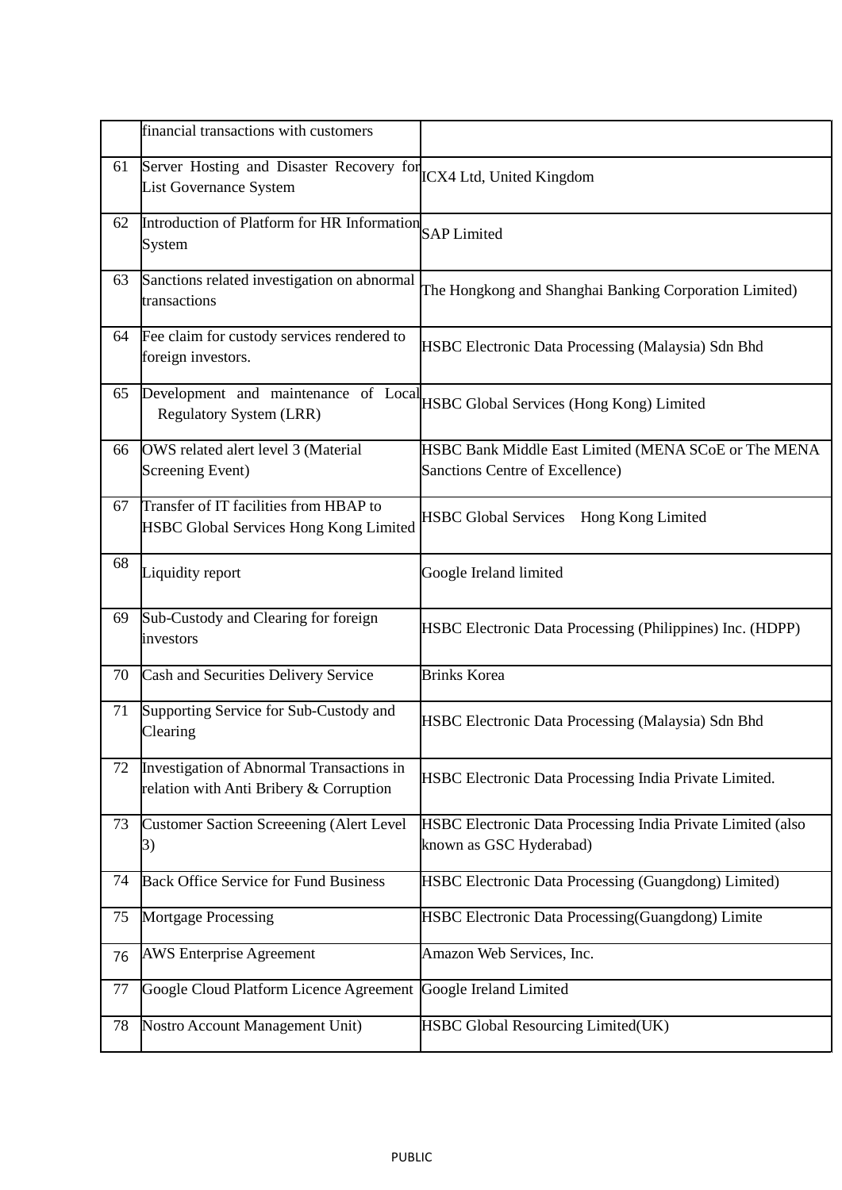|  |  |  |
|---|---|---|
|  | financial transactions with customers |  |
| 61 | Server Hosting and Disaster Recovery for List Governance System | ICX4 Ltd, United Kingdom |
| 62 | Introduction of Platform for HR Information System | SAP Limited |
| 63 | Sanctions related investigation on abnormal transactions | The Hongkong and Shanghai Banking Corporation Limited) |
| 64 | Fee claim for custody services rendered to foreign investors. | HSBC Electronic Data Processing (Malaysia) Sdn Bhd |
| 65 | Development and maintenance of Local Regulatory System (LRR) | HSBC Global Services (Hong Kong) Limited |
| 66 | OWS related alert level 3 (Material Screening Event) | HSBC Bank Middle East Limited (MENA SCoE or The MENA Sanctions Centre of Excellence) |
| 67 | Transfer of IT facilities from HBAP to HSBC Global Services Hong Kong Limited | HSBC Global Services Hong Kong Limited |
| 68 | Liquidity report | Google Ireland limited |
| 69 | Sub-Custody and Clearing for foreign investors | HSBC Electronic Data Processing (Philippines) Inc. (HDPP) |
| 70 | Cash and Securities Delivery Service | Brinks Korea |
| 71 | Supporting Service for Sub-Custody and Clearing | HSBC Electronic Data Processing (Malaysia) Sdn Bhd |
| 72 | Investigation of Abnormal Transactions in relation with Anti Bribery & Corruption | HSBC Electronic Data Processing India Private Limited. |
| 73 | Customer Saction Screeening (Alert Level 3) | HSBC Electronic Data Processing India Private Limited (also known as GSC Hyderabad) |
| 74 | Back Office Service for Fund Business | HSBC Electronic Data Processing (Guangdong) Limited) |
| 75 | Mortgage Processing | HSBC Electronic Data Processing(Guangdong) Limite |
| 76 | AWS Enterprise Agreement | Amazon Web Services, Inc. |
| 77 | Google Cloud Platform Licence Agreement | Google Ireland Limited |
| 78 | Nostro Account Management Unit) | HSBC Global Resourcing Limited(UK) |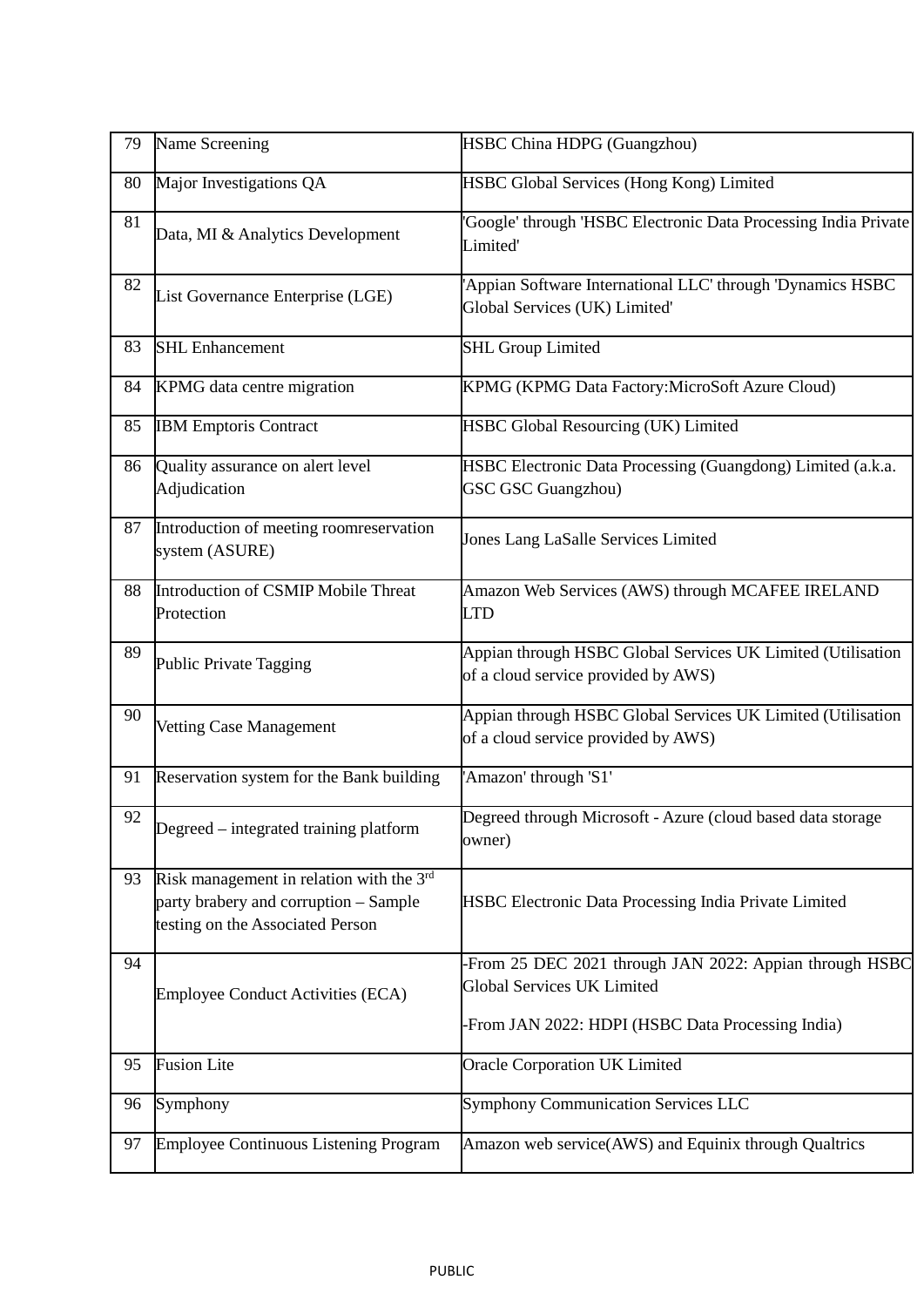| 79 | Name Screening | HSBC China HDPG (Guangzhou) |
|---|---|---|
| 80 | Major Investigations QA | HSBC Global Services (Hong Kong) Limited |
| 81 | Data, MI & Analytics Development | 'Google' through 'HSBC Electronic Data Processing India Private Limited' |
| 82 | List Governance Enterprise (LGE) | 'Appian Software International LLC' through 'Dynamics HSBC Global Services (UK) Limited' |
| 83 | SHL Enhancement | SHL Group Limited |
| 84 | KPMG data centre migration | KPMG (KPMG Data Factory:MicroSoft Azure Cloud) |
| 85 | IBM Emptoris Contract | HSBC Global Resourcing (UK) Limited |
| 86 | Quality assurance on alert level Adjudication | HSBC Electronic Data Processing (Guangdong) Limited (a.k.a. GSC GSC Guangzhou) |
| 87 | Introduction of meeting roomreservation system (ASURE) | Jones Lang LaSalle Services Limited |
| 88 | Introduction of CSMIP Mobile Threat Protection | Amazon Web Services (AWS) through MCAFEE IRELAND LTD |
| 89 | Public Private Tagging | Appian through HSBC Global Services UK Limited (Utilisation of a cloud service provided by AWS) |
| 90 | Vetting Case Management | Appian through HSBC Global Services UK Limited (Utilisation of a cloud service provided by AWS) |
| 91 | Reservation system for the Bank building | 'Amazon' through 'S1' |
| 92 | Degreed – integrated training platform | Degreed through Microsoft - Azure (cloud based data storage owner) |
| 93 | Risk management in relation with the 3rd party brabery and corruption – Sample testing on the Associated Person | HSBC Electronic Data Processing India Private Limited |
| 94 | Employee Conduct Activities (ECA) | -From 25 DEC 2021 through JAN 2022: Appian through HSBC Global Services UK Limited<br>-From JAN 2022: HDPI (HSBC Data Processing India) |
| 95 | Fusion Lite | Oracle Corporation UK Limited |
| 96 | Symphony | Symphony Communication Services LLC |
| 97 | Employee Continuous Listening Program | Amazon web service(AWS) and Equinix through Qualtrics |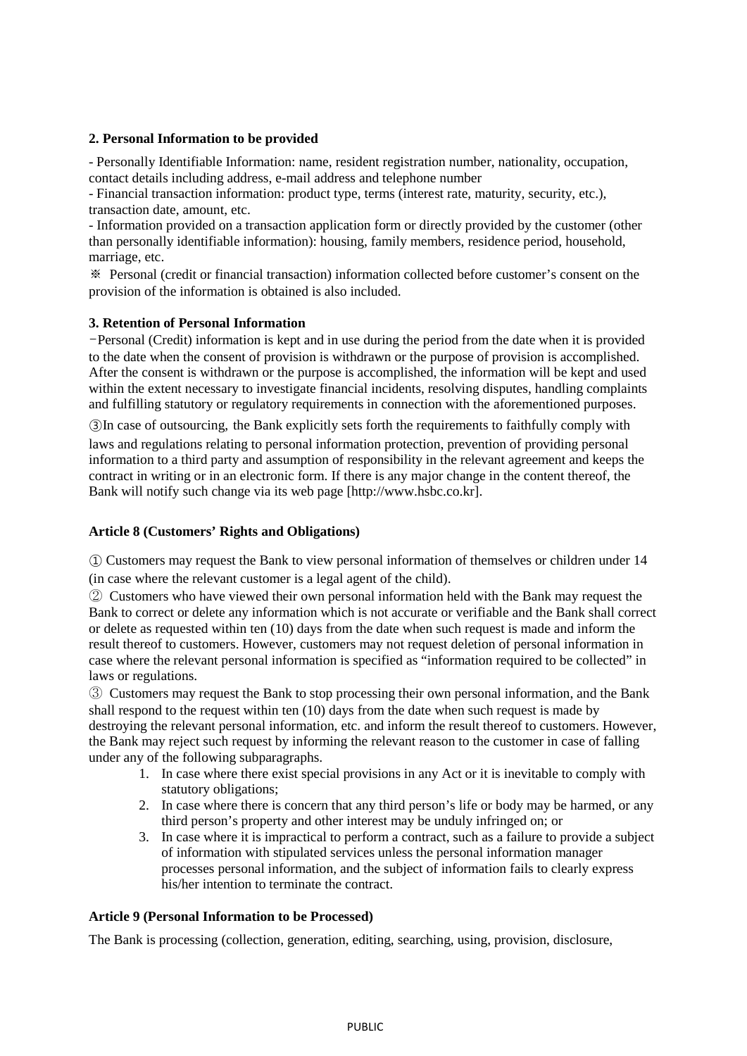**2. Personal Information to be provided**

- Personally Identifiable Information: name, resident registration number, nationality, occupation, contact details including address, e-mail address and telephone number
- Financial transaction information: product type, terms (interest rate, maturity, security, etc.), transaction date, amount, etc.
- Information provided on a transaction application form or directly provided by the customer (other than personally identifiable information): housing, family members, residence period, household, marriage, etc.

※ Personal (credit or financial transaction) information collected before customer's consent on the provision of the information is obtained is also included.

**3. Retention of Personal Information**

−Personal (Credit) information is kept and in use during the period from the date when it is provided to the date when the consent of provision is withdrawn or the purpose of provision is accomplished. After the consent is withdrawn or the purpose is accomplished, the information will be kept and used within the extent necessary to investigate financial incidents, resolving disputes, handling complaints and fulfilling statutory or regulatory requirements in connection with the aforementioned purposes.

③In case of outsourcing, the Bank explicitly sets forth the requirements to faithfully comply with laws and regulations relating to personal information protection, prevention of providing personal information to a third party and assumption of responsibility in the relevant agreement and keeps the contract in writing or in an electronic form. If there is any major change in the content thereof, the Bank will notify such change via its web page [http://www.hsbc.co.kr].

**Article 8 (Customers' Rights and Obligations)**

① Customers may request the Bank to view personal information of themselves or children under 14 (in case where the relevant customer is a legal agent of the child).

② Customers who have viewed their own personal information held with the Bank may request the Bank to correct or delete any information which is not accurate or verifiable and the Bank shall correct or delete as requested within ten (10) days from the date when such request is made and inform the result thereof to customers. However, customers may not request deletion of personal information in case where the relevant personal information is specified as "information required to be collected" in laws or regulations.

③ Customers may request the Bank to stop processing their own personal information, and the Bank shall respond to the request within ten (10) days from the date when such request is made by destroying the relevant personal information, etc. and inform the result thereof to customers. However, the Bank may reject such request by informing the relevant reason to the customer in case of falling under any of the following subparagraphs.

1. In case where there exist special provisions in any Act or it is inevitable to comply with statutory obligations;
2. In case where there is concern that any third person's life or body may be harmed, or any third person's property and other interest may be unduly infringed on; or
3. In case where it is impractical to perform a contract, such as a failure to provide a subject of information with stipulated services unless the personal information manager processes personal information, and the subject of information fails to clearly express his/her intention to terminate the contract.

**Article 9 (Personal Information to be Processed)**

The Bank is processing (collection, generation, editing, searching, using, provision, disclosure,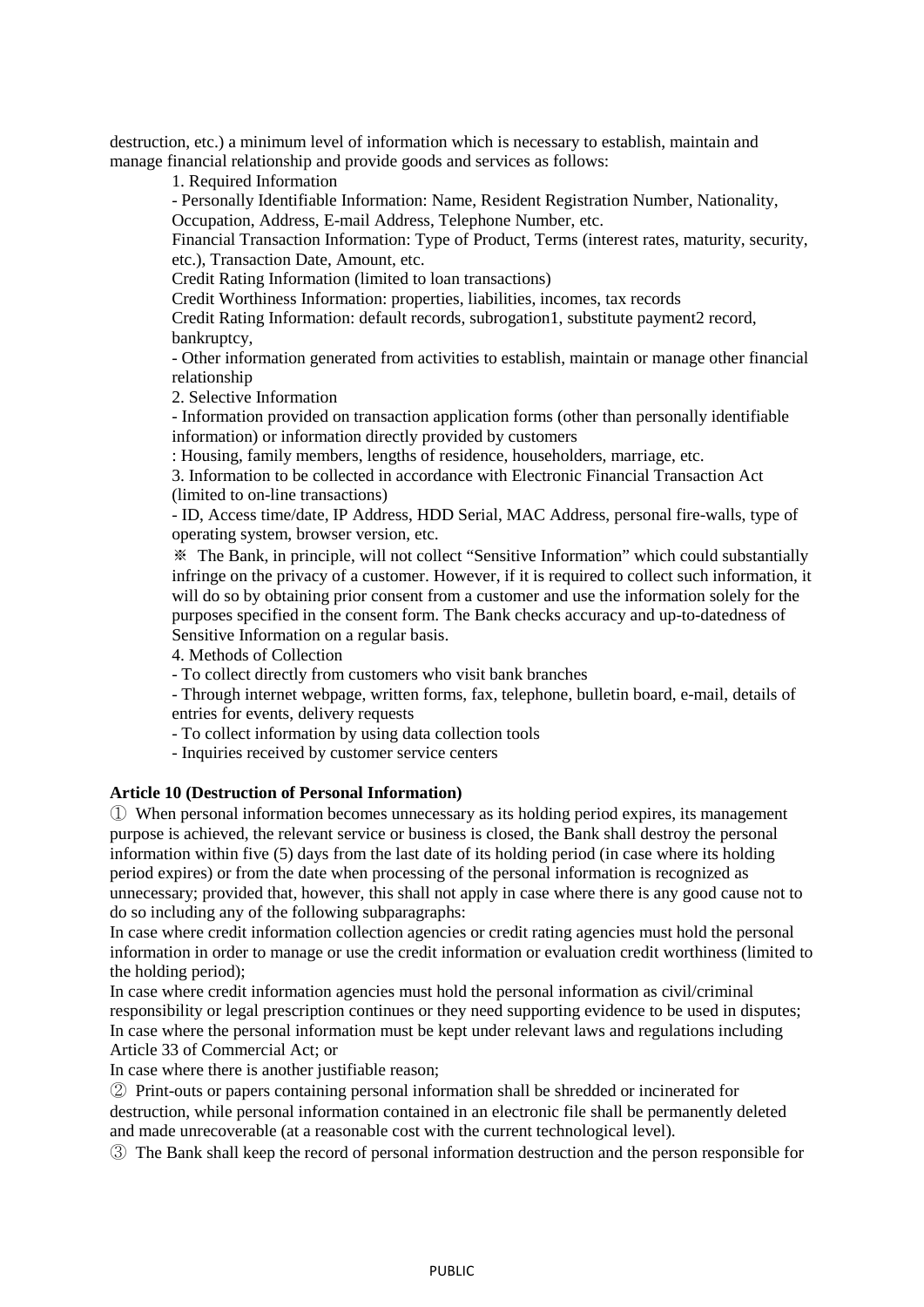destruction, etc.) a minimum level of information which is necessary to establish, maintain and manage financial relationship and provide goods and services as follows:

1. Required Information

- Personally Identifiable Information: Name, Resident Registration Number, Nationality, Occupation, Address, E-mail Address, Telephone Number, etc.

Financial Transaction Information: Type of Product, Terms (interest rates, maturity, security, etc.), Transaction Date, Amount, etc.

Credit Rating Information (limited to loan transactions)

Credit Worthiness Information: properties, liabilities, incomes, tax records

Credit Rating Information: default records, subrogation1, substitute payment2 record, bankruptcy,

- Other information generated from activities to establish, maintain or manage other financial relationship

2. Selective Information

- Information provided on transaction application forms (other than personally identifiable information) or information directly provided by customers

: Housing, family members, lengths of residence, householders, marriage, etc.

3. Information to be collected in accordance with Electronic Financial Transaction Act (limited to on-line transactions)

- ID, Access time/date, IP Address, HDD Serial, MAC Address, personal fire-walls, type of operating system, browser version, etc.

※ The Bank, in principle, will not collect "Sensitive Information" which could substantially infringe on the privacy of a customer. However, if it is required to collect such information, it will do so by obtaining prior consent from a customer and use the information solely for the purposes specified in the consent form. The Bank checks accuracy and up-to-datedness of Sensitive Information on a regular basis.

4. Methods of Collection

- To collect directly from customers who visit bank branches
- Through internet webpage, written forms, fax, telephone, bulletin board, e-mail, details of entries for events, delivery requests
- To collect information by using data collection tools
- Inquiries received by customer service centers

**Article 10 (Destruction of Personal Information)**

① When personal information becomes unnecessary as its holding period expires, its management purpose is achieved, the relevant service or business is closed, the Bank shall destroy the personal information within five (5) days from the last date of its holding period (in case where its holding period expires) or from the date when processing of the personal information is recognized as unnecessary; provided that, however, this shall not apply in case where there is any good cause not to do so including any of the following subparagraphs:

In case where credit information collection agencies or credit rating agencies must hold the personal information in order to manage or use the credit information or evaluation credit worthiness (limited to the holding period);

In case where credit information agencies must hold the personal information as civil/criminal responsibility or legal prescription continues or they need supporting evidence to be used in disputes;

In case where the personal information must be kept under relevant laws and regulations including Article 33 of Commercial Act; or

In case where there is another justifiable reason;

② Print-outs or papers containing personal information shall be shredded or incinerated for destruction, while personal information contained in an electronic file shall be permanently deleted and made unrecoverable (at a reasonable cost with the current technological level).

③ The Bank shall keep the record of personal information destruction and the person responsible for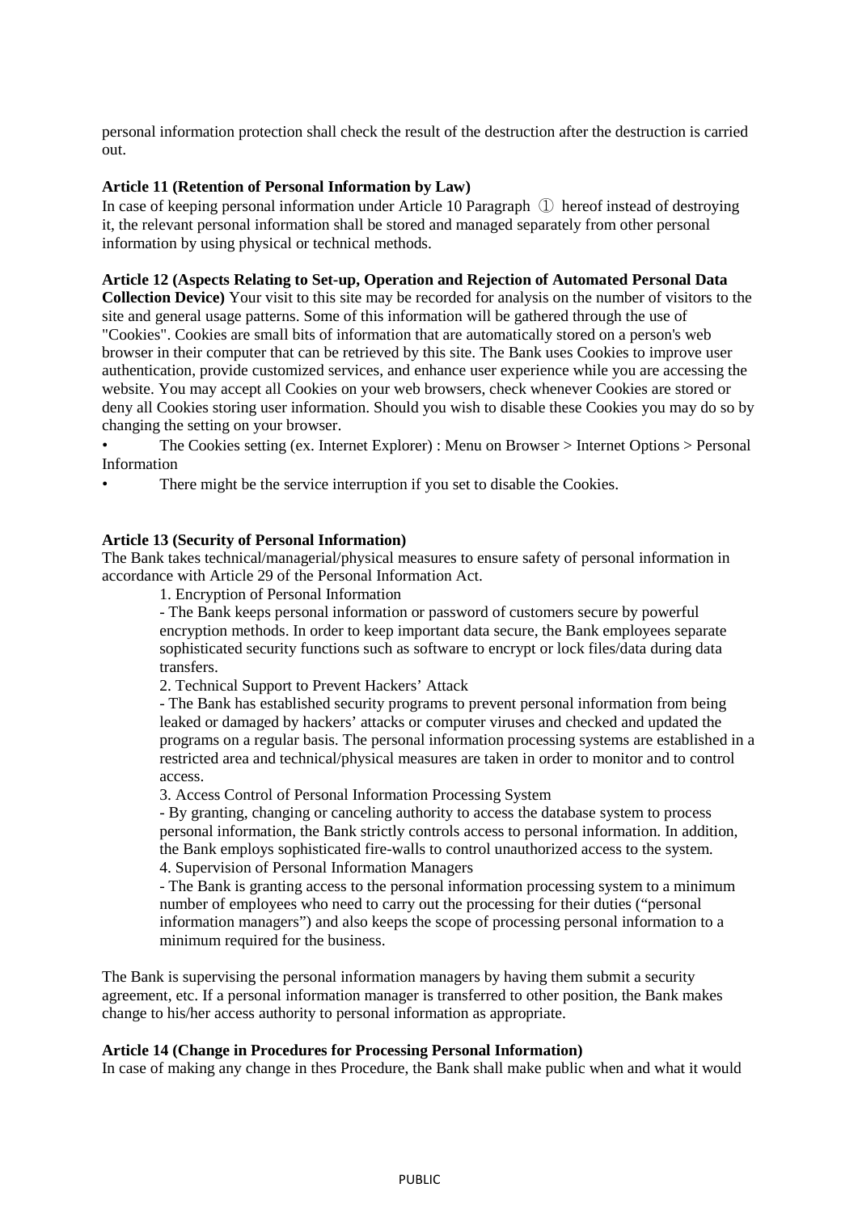personal information protection shall check the result of the destruction after the destruction is carried out.

**Article 11 (Retention of Personal Information by Law)**
In case of keeping personal information under Article 10 Paragraph ① hereof instead of destroying it, the relevant personal information shall be stored and managed separately from other personal information by using physical or technical methods.

**Article 12 (Aspects Relating to Set-up, Operation and Rejection of Automated Personal Data Collection Device)** Your visit to this site may be recorded for analysis on the number of visitors to the site and general usage patterns. Some of this information will be gathered through the use of "Cookies". Cookies are small bits of information that are automatically stored on a person's web browser in their computer that can be retrieved by this site. The Bank uses Cookies to improve user authentication, provide customized services, and enhance user experience while you are accessing the website. You may accept all Cookies on your web browsers, check whenever Cookies are stored or deny all Cookies storing user information. Should you wish to disable these Cookies you may do so by changing the setting on your browser.

- The Cookies setting (ex. Internet Explorer) : Menu on Browser > Internet Options > Personal Information
- There might be the service interruption if you set to disable the Cookies.

**Article 13 (Security of Personal Information)**
The Bank takes technical/managerial/physical measures to ensure safety of personal information in accordance with Article 29 of the Personal Information Act.

1. Encryption of Personal Information
   - The Bank keeps personal information or password of customers secure by powerful encryption methods. In order to keep important data secure, the Bank employees separate sophisticated security functions such as software to encrypt or lock files/data during data transfers.
2. Technical Support to Prevent Hackers' Attack
   - The Bank has established security programs to prevent personal information from being leaked or damaged by hackers' attacks or computer viruses and checked and updated the programs on a regular basis. The personal information processing systems are established in a restricted area and technical/physical measures are taken in order to monitor and to control access.
3. Access Control of Personal Information Processing System
   - By granting, changing or canceling authority to access the database system to process personal information, the Bank strictly controls access to personal information. In addition, the Bank employs sophisticated fire-walls to control unauthorized access to the system.
4. Supervision of Personal Information Managers
   - The Bank is granting access to the personal information processing system to a minimum number of employees who need to carry out the processing for their duties ("personal information managers") and also keeps the scope of processing personal information to a minimum required for the business.

The Bank is supervising the personal information managers by having them submit a security agreement, etc. If a personal information manager is transferred to other position, the Bank makes change to his/her access authority to personal information as appropriate.

**Article 14 (Change in Procedures for Processing Personal Information)**
In case of making any change in thes Procedure, the Bank shall make public when and what it would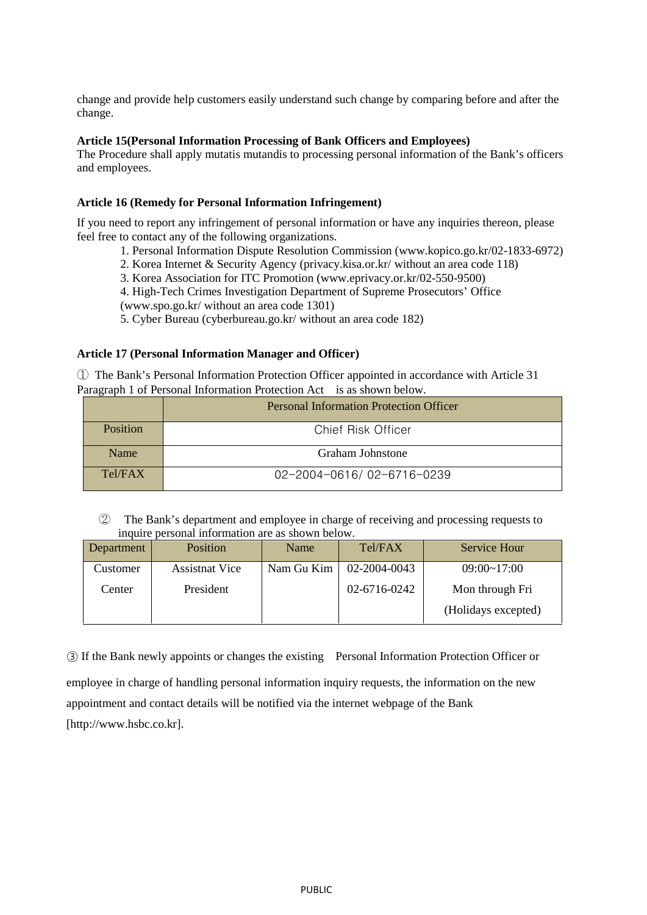change and provide help customers easily understand such change by comparing before and after the change.

**Article 15(Personal Information Processing of Bank Officers and Employees)**
The Procedure shall apply mutatis mutandis to processing personal information of the Bank's officers and employees.

**Article 16 (Remedy for Personal Information Infringement)**

If you need to report any infringement of personal information or have any inquiries thereon, please feel free to contact any of the following organizations.

1. Personal Information Dispute Resolution Commission (www.kopico.go.kr/02-1833-6972)
2. Korea Internet & Security Agency (privacy.kisa.or.kr/ without an area code 118)
3. Korea Association for ITC Promotion (www.eprivacy.or.kr/02-550-9500)
4. High-Tech Crimes Investigation Department of Supreme Prosecutors' Office (www.spo.go.kr/ without an area code 1301)
5. Cyber Bureau (cyberbureau.go.kr/ without an area code 182)

**Article 17 (Personal Information Manager and Officer)**

① The Bank's Personal Information Protection Officer appointed in accordance with Article 31 Paragraph 1 of Personal Information Protection Act is as shown below.

| | Personal Information Protection Officer |
|---|---|
| Position | Chief Risk Officer |
| Name | Graham Johnstone |
| Tel/FAX | 02-2004-0616/ 02-6716-0239 |

② The Bank's department and employee in charge of receiving and processing requests to inquire personal information are as shown below.

| Department | Position | Name | Tel/FAX | Service Hour |
|---|---|---|---|---|
| Customer Center | Assistnat Vice President | Nam Gu Kim | 02-2004-0043 02-6716-0242 | 09:00~17:00 Mon through Fri (Holidays excepted) |

③ If the Bank newly appoints or changes the existing Personal Information Protection Officer or employee in charge of handling personal information inquiry requests, the information on the new appointment and contact details will be notified via the internet webpage of the Bank [http://www.hsbc.co.kr].